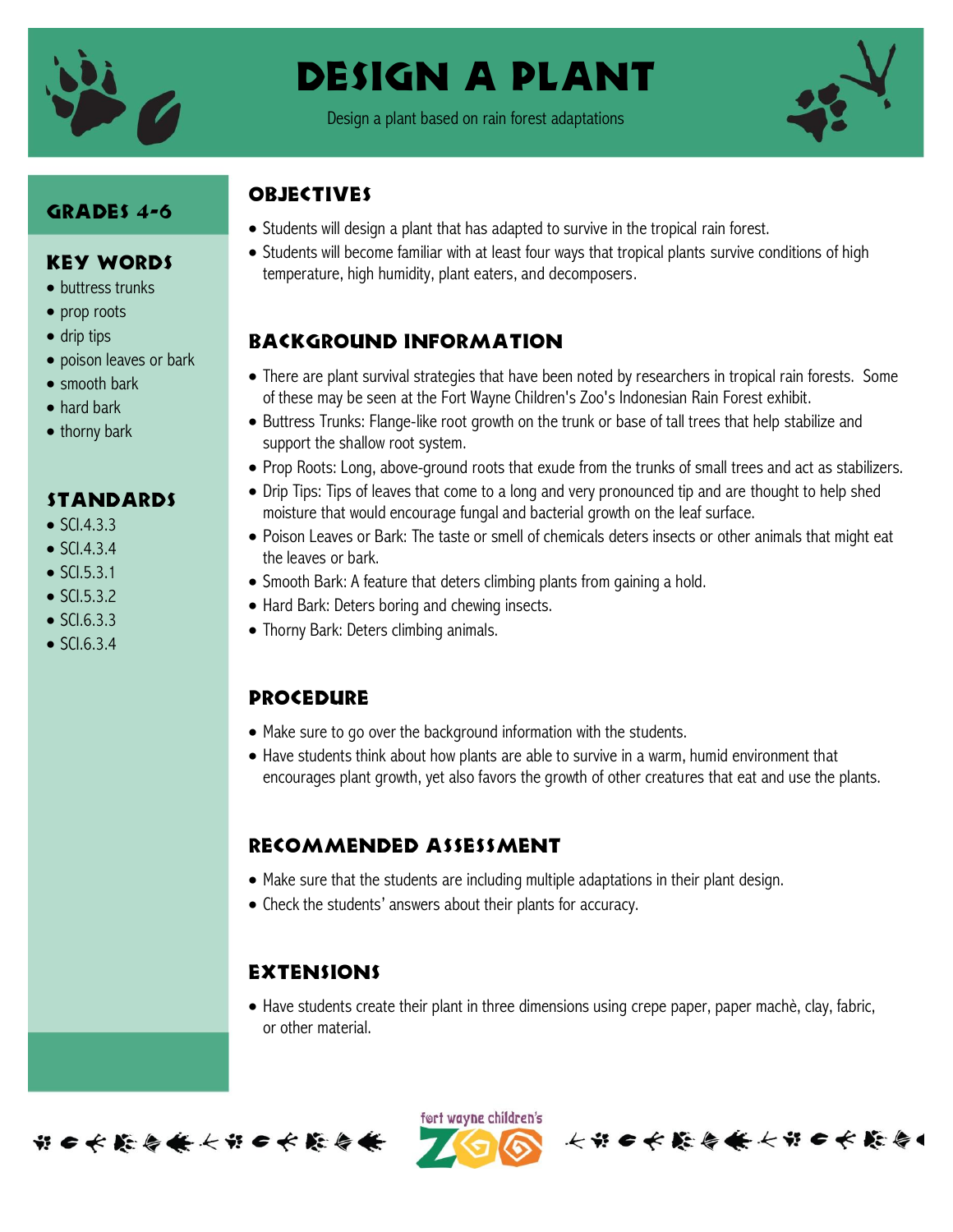# Design a Plant

Design a plant based on rain forest adaptations

## Grades 4-6

## Key Words

- buttress trunks
- prop roots
- drip tips
- poison leaves or bark
- smooth bark
- hard bark
- thorny bark

## Standards

- SCI.4.3.3
- SCI.4.3.4
- SCI.5.3.1
- SCI.5.3.2
- SCI.6.3.3
- SCI.6.3.4

## Objectives

- Students will design a plant that has adapted to survive in the tropical rain forest.
- Students will become familiar with at least four ways that tropical plants survive conditions of high temperature, high humidity, plant eaters, and decomposers.

## Background Information

- There are plant survival strategies that have been noted by researchers in tropical rain forests. Some of these may be seen at the Fort Wayne Children's Zoo's Indonesian Rain Forest exhibit.
- Buttress Trunks: Flange-like root growth on the trunk or base of tall trees that help stabilize and support the shallow root system.
- Prop Roots: Long, above-ground roots that exude from the trunks of small trees and act as stabilizers.
- Drip Tips: Tips of leaves that come to a long and very pronounced tip and are thought to help shed moisture that would encourage fungal and bacterial growth on the leaf surface.
- Poison Leaves or Bark: The taste or smell of chemicals deters insects or other animals that might eat the leaves or bark.
- Smooth Bark: A feature that deters climbing plants from gaining a hold.
- Hard Bark: Deters boring and chewing insects.
- Thorny Bark: Deters climbing animals.

## Procedure

- Make sure to go over the background information with the students.
- Have students think about how plants are able to survive in a warm, humid environment that encourages plant growth, yet also favors the growth of other creatures that eat and use the plants.

## Recommended Assessment

- Make sure that the students are including multiple adaptations in their plant design.
- Check the students' answers about their plants for accuracy.

## Extensions

- Have students create their plant in three dimensions using crepe paper, paper machè, clay, fabric, or other material.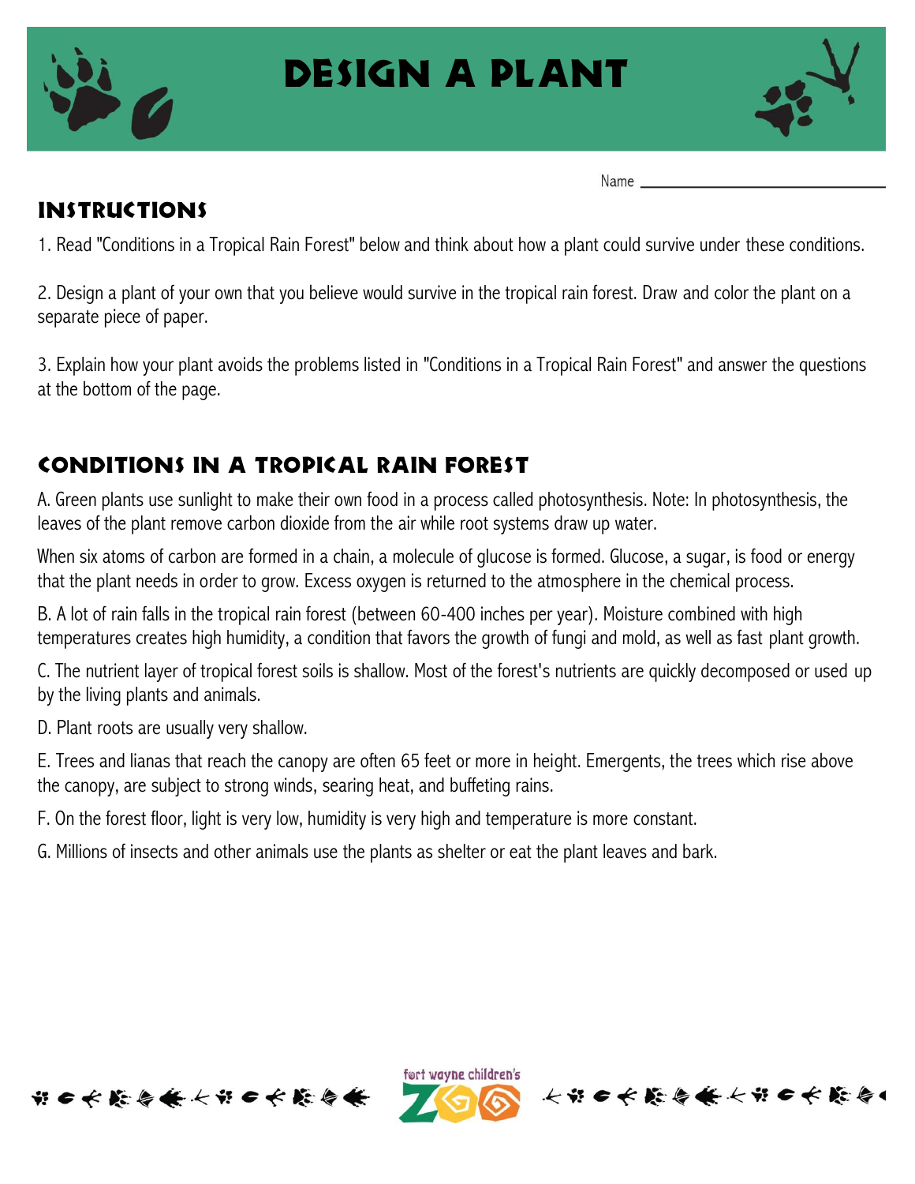# Design a Plant

Name ______________________________

## Instructions

1. Read "Conditions in a Tropical Rain Forest" below and think about how a plant could survive under these conditions.

2. Design a plant of your own that you believe would survive in the tropical rain forest. Draw and color the plant on a separate piece of paper.

3. Explain how your plant avoids the problems listed in "Conditions in a Tropical Rain Forest" and answer the questions at the bottom of the page.

## Conditions in a Tropical Rain Forest

A. Green plants use sunlight to make their own food in a process called photosynthesis. Note: In photosynthesis, the leaves of the plant remove carbon dioxide from the air while root systems draw up water.

When six atoms of carbon are formed in a chain, a molecule of glucose is formed. Glucose, a sugar, is food or energy that the plant needs in order to grow. Excess oxygen is returned to the atmosphere in the chemical process.

B. A lot of rain falls in the tropical rain forest (between 60-400 inches per year). Moisture combined with high temperatures creates high humidity, a condition that favors the growth of fungi and mold, as well as fast plant growth.

C. The nutrient layer of tropical forest soils is shallow. Most of the forest's nutrients are quickly decomposed or used up by the living plants and animals.

D. Plant roots are usually very shallow.

E. Trees and lianas that reach the canopy are often 65 feet or more in height. Emergents, the trees which rise above the canopy, are subject to strong winds, searing heat, and buffeting rains.

F. On the forest floor, light is very low, humidity is very high and temperature is more constant.

G. Millions of insects and other animals use the plants as shelter or eat the plant leaves and bark.

fort wayne children's ZOO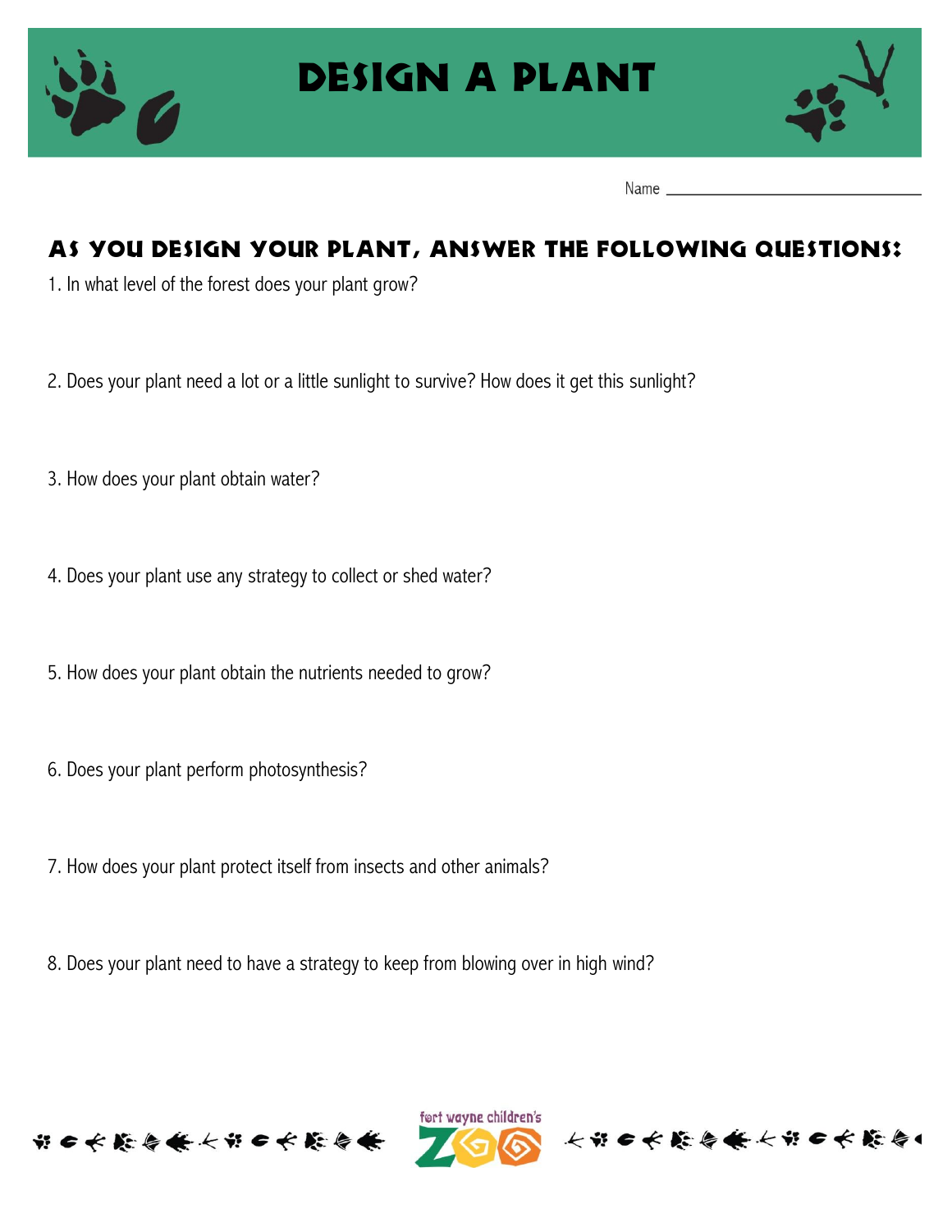# Design a Plant

Name ___________________________

## As you design your plant, answer the following questions:

1. In what level of the forest does your plant grow?

2. Does your plant need a lot or a little sunlight to survive? How does it get this sunlight?

3. How does your plant obtain water?

4. Does your plant use any strategy to collect or shed water?

5. How does your plant obtain the nutrients needed to grow?

6. Does your plant perform photosynthesis?

7. How does your plant protect itself from insects and other animals?

8. Does your plant need to have a strategy to keep from blowing over in high wind?

fort wayne children's ZOO